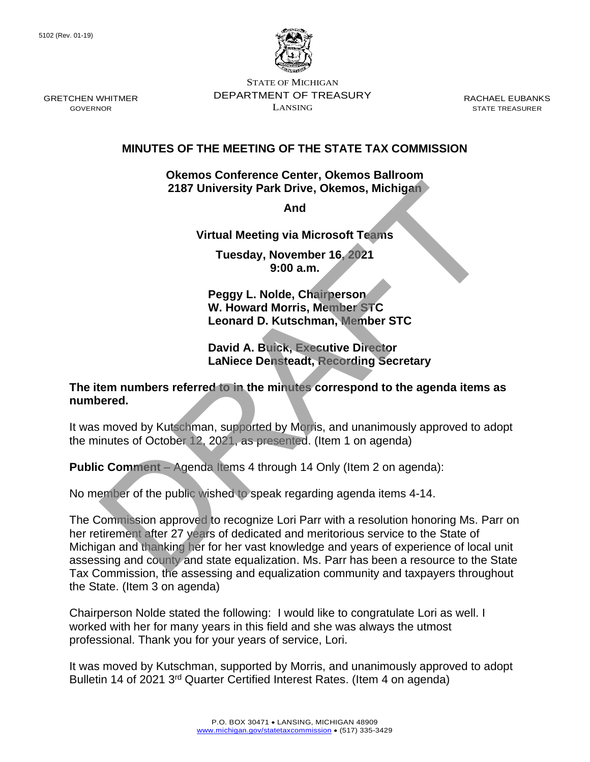5102 (Rev. 01-19)

STATE OF MICHIGAN
DEPARTMENT OF TREASURY
LANSING

GRETCHEN WHITMER
GOVERNOR

RACHAEL EUBANKS
STATE TREASURER

DRAFT

## MINUTES OF THE MEETING OF THE STATE TAX COMMISSION

**Okemos Conference Center, Okemos Ballroom**
**2187 University Park Drive, Okemos, Michigan**

**And**

**Virtual Meeting via Microsoft Teams**

**Tuesday, November 16, 2021**
**9:00 a.m.**

**Peggy L. Nolde, Chairperson**
**W. Howard Morris, Member STC**
**Leonard D. Kutschman, Member STC**

**David A. Buick, Executive Director**
**LaNiece Densteadt, Recording Secretary**

**The item numbers referred to in the minutes correspond to the agenda items as numbered.**

It was moved by Kutschman, supported by Morris, and unanimously approved to adopt the minutes of October 12, 2021, as presented. (Item 1 on agenda)

**Public Comment** – Agenda Items 4 through 14 Only (Item 2 on agenda):

No member of the public wished to speak regarding agenda items 4-14.

The Commission approved to recognize Lori Parr with a resolution honoring Ms. Parr on her retirement after 27 years of dedicated and meritorious service to the State of Michigan and thanking her for her vast knowledge and years of experience of local unit assessing and county and state equalization. Ms. Parr has been a resource to the State Tax Commission, the assessing and equalization community and taxpayers throughout the State. (Item 3 on agenda)

Chairperson Nolde stated the following: I would like to congratulate Lori as well. I worked with her for many years in this field and she was always the utmost professional. Thank you for your years of service, Lori.

It was moved by Kutschman, supported by Morris, and unanimously approved to adopt Bulletin 14 of 2021 3rd Quarter Certified Interest Rates. (Item 4 on agenda)

P.O. BOX 30471 • LANSING, MICHIGAN 48909
www.michigan.gov/statetaxcommission • (517) 335-3429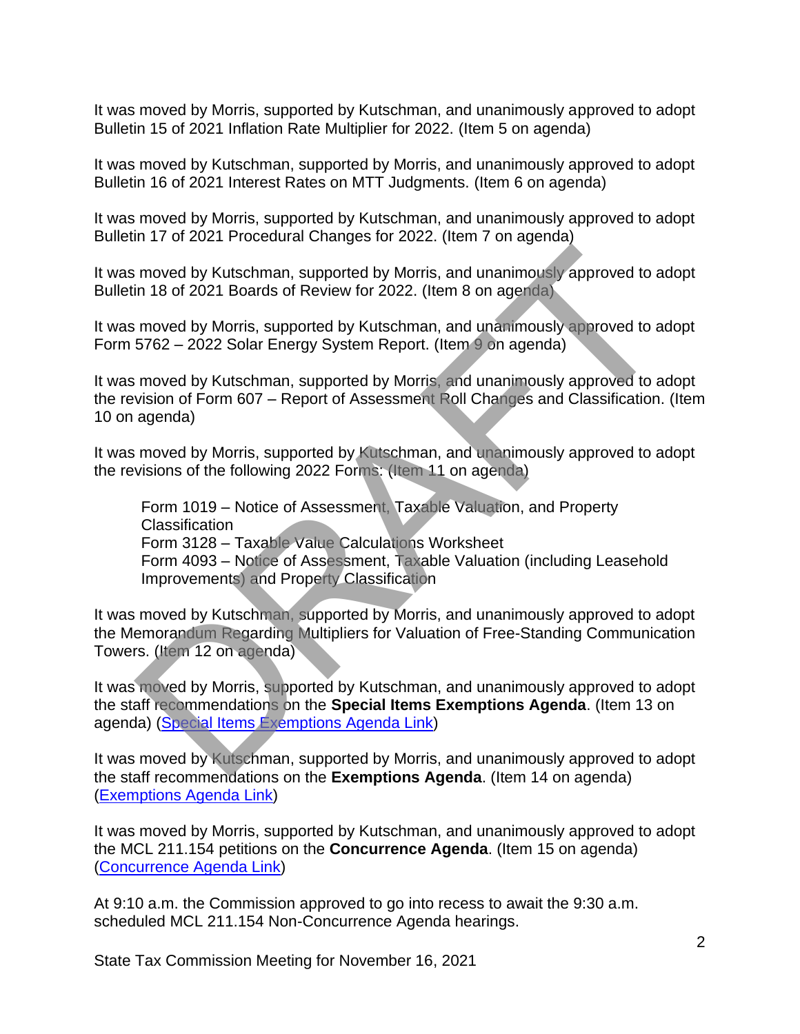It was moved by Morris, supported by Kutschman, and unanimously approved to adopt Bulletin 15 of 2021 Inflation Rate Multiplier for 2022. (Item 5 on agenda)

It was moved by Kutschman, supported by Morris, and unanimously approved to adopt Bulletin 16 of 2021 Interest Rates on MTT Judgments. (Item 6 on agenda)

It was moved by Morris, supported by Kutschman, and unanimously approved to adopt Bulletin 17 of 2021 Procedural Changes for 2022. (Item 7 on agenda)

It was moved by Kutschman, supported by Morris, and unanimously approved to adopt Bulletin 18 of 2021 Boards of Review for 2022. (Item 8 on agenda)

It was moved by Morris, supported by Kutschman, and unanimously approved to adopt Form 5762 – 2022 Solar Energy System Report. (Item 9 on agenda)

It was moved by Kutschman, supported by Morris, and unanimously approved to adopt the revision of Form 607 – Report of Assessment Roll Changes and Classification. (Item 10 on agenda)

It was moved by Morris, supported by Kutschman, and unanimously approved to adopt the revisions of the following 2022 Forms: (Item 11 on agenda)

> Form 1019 – Notice of Assessment, Taxable Valuation, and Property Classification
> Form 3128 – Taxable Value Calculations Worksheet
> Form 4093 – Notice of Assessment, Taxable Valuation (including Leasehold Improvements) and Property Classification

It was moved by Kutschman, supported by Morris, and unanimously approved to adopt the Memorandum Regarding Multipliers for Valuation of Free-Standing Communication Towers. (Item 12 on agenda)

It was moved by Morris, supported by Kutschman, and unanimously approved to adopt the staff recommendations on the **Special Items Exemptions Agenda**. (Item 13 on agenda) (Special Items Exemptions Agenda Link)

It was moved by Kutschman, supported by Morris, and unanimously approved to adopt the staff recommendations on the **Exemptions Agenda**. (Item 14 on agenda) (Exemptions Agenda Link)

It was moved by Morris, supported by Kutschman, and unanimously approved to adopt the MCL 211.154 petitions on the **Concurrence Agenda**. (Item 15 on agenda) (Concurrence Agenda Link)

At 9:10 a.m. the Commission approved to go into recess to await the 9:30 a.m. scheduled MCL 211.154 Non-Concurrence Agenda hearings.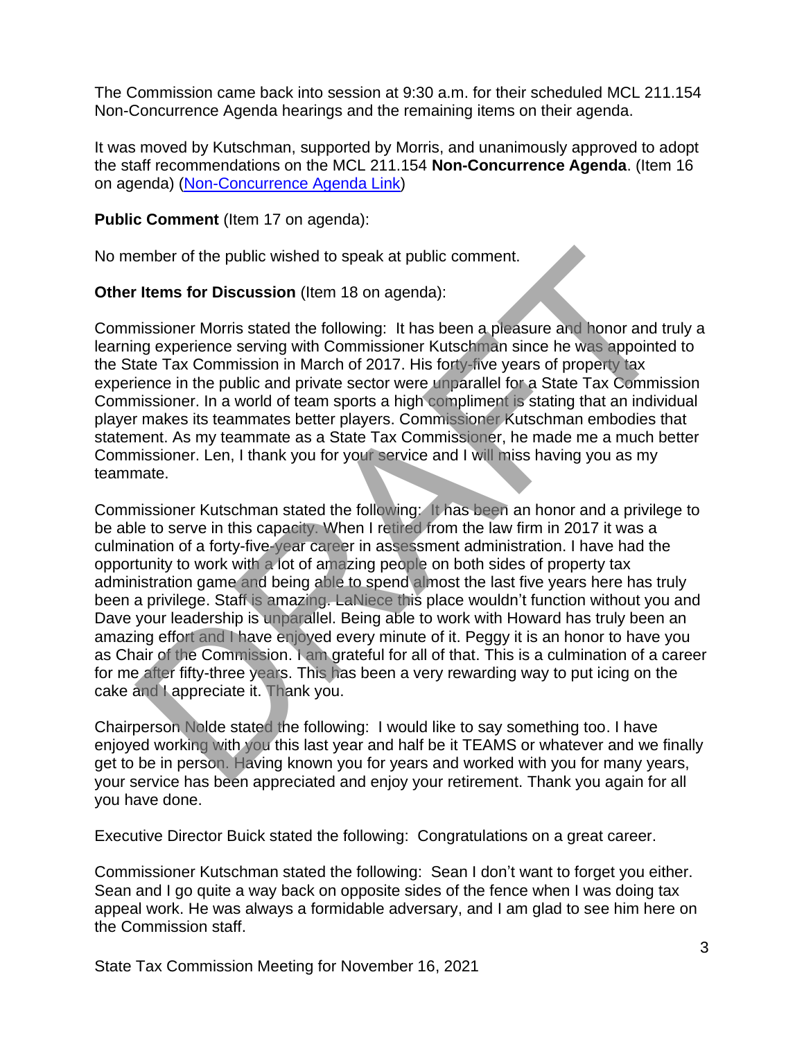The Commission came back into session at 9:30 a.m. for their scheduled MCL 211.154 Non-Concurrence Agenda hearings and the remaining items on their agenda.

It was moved by Kutschman, supported by Morris, and unanimously approved to adopt the staff recommendations on the MCL 211.154 **Non-Concurrence Agenda**. (Item 16 on agenda) (Non-Concurrence Agenda Link)

**Public Comment** (Item 17 on agenda):

No member of the public wished to speak at public comment.

**Other Items for Discussion** (Item 18 on agenda):

Commissioner Morris stated the following: It has been a pleasure and honor and truly a learning experience serving with Commissioner Kutschman since he was appointed to the State Tax Commission in March of 2017. His forty-five years of property tax experience in the public and private sector were unparallel for a State Tax Commission Commissioner. In a world of team sports a high compliment is stating that an individual player makes its teammates better players. Commissioner Kutschman embodies that statement. As my teammate as a State Tax Commissioner, he made me a much better Commissioner. Len, I thank you for your service and I will miss having you as my teammate.

Commissioner Kutschman stated the following: It has been an honor and a privilege to be able to serve in this capacity. When I retired from the law firm in 2017 it was a culmination of a forty-five-year career in assessment administration. I have had the opportunity to work with a lot of amazing people on both sides of property tax administration game and being able to spend almost the last five years here has truly been a privilege. Staff is amazing. LaNiece this place wouldn't function without you and Dave your leadership is unparallel. Being able to work with Howard has truly been an amazing effort and I have enjoyed every minute of it. Peggy it is an honor to have you as Chair of the Commission. I am grateful for all of that. This is a culmination of a career for me after fifty-three years. This has been a very rewarding way to put icing on the cake and I appreciate it. Thank you.

Chairperson Nolde stated the following: I would like to say something too. I have enjoyed working with you this last year and half be it TEAMS or whatever and we finally get to be in person. Having known you for years and worked with you for many years, your service has been appreciated and enjoy your retirement. Thank you again for all you have done.

Executive Director Buick stated the following: Congratulations on a great career.

Commissioner Kutschman stated the following: Sean I don't want to forget you either. Sean and I go quite a way back on opposite sides of the fence when I was doing tax appeal work. He was always a formidable adversary, and I am glad to see him here on the Commission staff.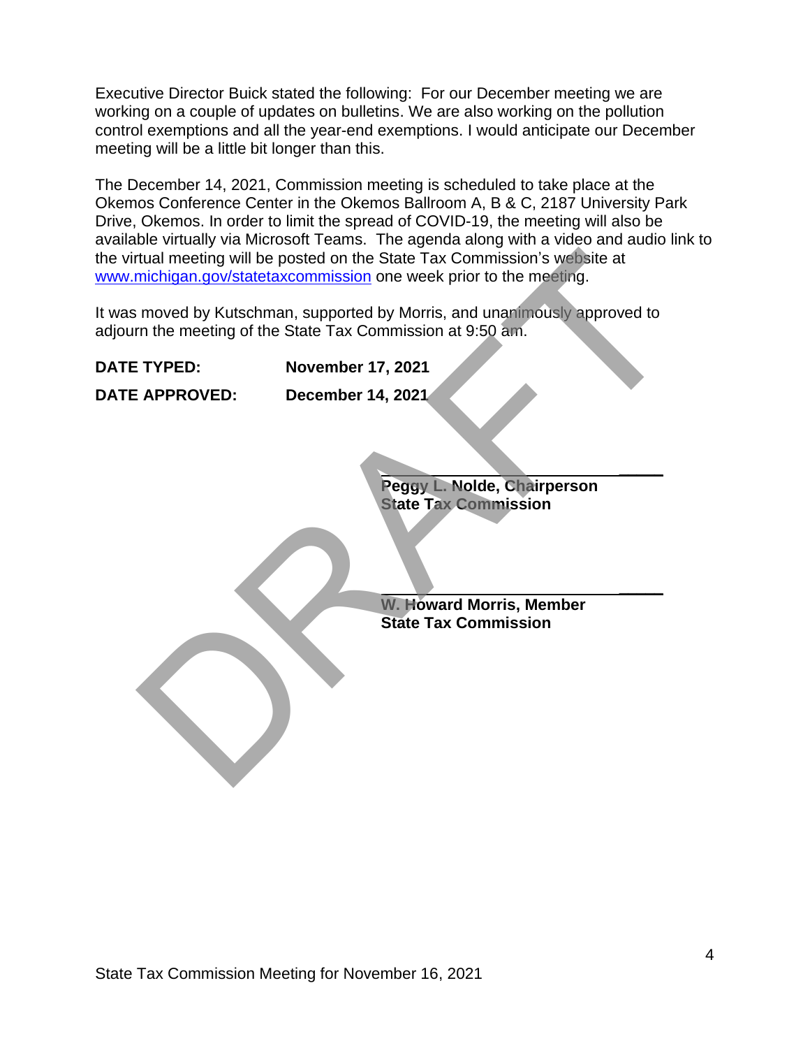Executive Director Buick stated the following: For our December meeting we are working on a couple of updates on bulletins. We are also working on the pollution control exemptions and all the year-end exemptions. I would anticipate our December meeting will be a little bit longer than this.

The December 14, 2021, Commission meeting is scheduled to take place at the Okemos Conference Center in the Okemos Ballroom A, B & C, 2187 University Park Drive, Okemos. In order to limit the spread of COVID-19, the meeting will also be available virtually via Microsoft Teams. The agenda along with a video and audio link to the virtual meeting will be posted on the State Tax Commission's website at [www.michigan.gov/statetaxcommission](http://www.michigan.gov/statetaxcommission) one week prior to the meeting.

It was moved by Kutschman, supported by Morris, and unanimously approved to adjourn the meeting of the State Tax Commission at 9:50 am.

**DATE TYPED:** **November 17, 2021**

**DATE APPROVED:** **December 14, 2021**

DRAFT

\_\_\_\_\_\_\_\_\_\_\_\_\_\_\_\_\_\_\_\_\_\_\_\_\_\_\_\_\_\_\_\_\_\_\_\_

**Peggy L. Nolde, Chairperson**
**State Tax Commission**

\_\_\_\_\_\_\_\_\_\_\_\_\_\_\_\_\_\_\_\_\_\_\_\_\_\_\_\_\_\_\_\_\_\_\_\_

**W. Howard Morris, Member**
**State Tax Commission**